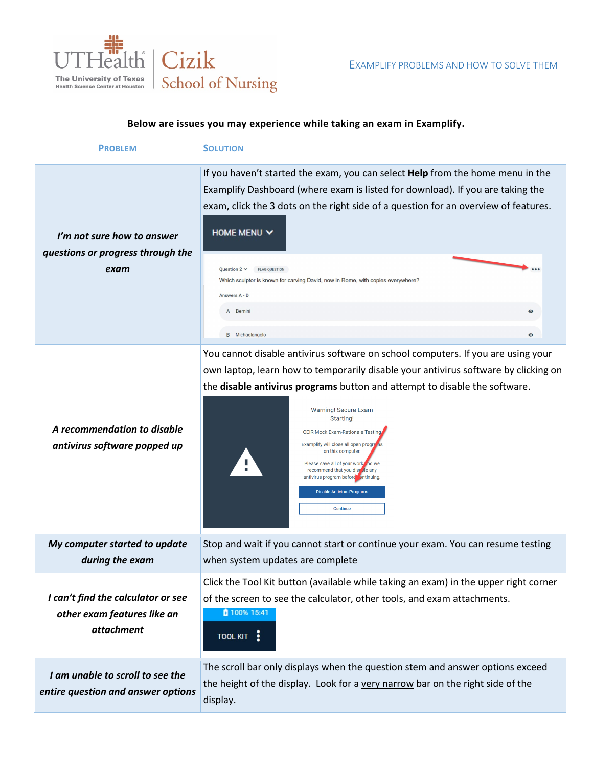# EXAMPLIFY PROBLEMS AND HOW TO SOLVE THEM

**Below are issues you may experience while taking an exam in Examplify.**

| PROBLEM | SOLUTION |
|---|---|
| ***I'm not sure how to answer questions or progress through the exam*** | If you haven't started the exam, you can select **Help** from the home menu in the Examplify Dashboard (where exam is listed for download). If you are taking the exam, click the 3 dots on the right side of a question for an overview of features. |
| ***A recommendation to disable antivirus software popped up*** | You cannot disable antivirus software on school computers. If you are using your own laptop, learn how to temporarily disable your antivirus software by clicking on the **disable antivirus programs** button and attempt to disable the software. |
| ***My computer started to update during the exam*** | Stop and wait if you cannot start or continue your exam. You can resume testing when system updates are complete |
| ***I can't find the calculator or see other exam features like an attachment*** | Click the Tool Kit button (available while taking an exam) in the upper right corner of the screen to see the calculator, other tools, and exam attachments. |
| ***I am unable to scroll to see the entire question and answer options*** | The scroll bar only displays when the question stem and answer options exceed the height of the display. Look for a <u>very narrow</u> bar on the right side of the display. |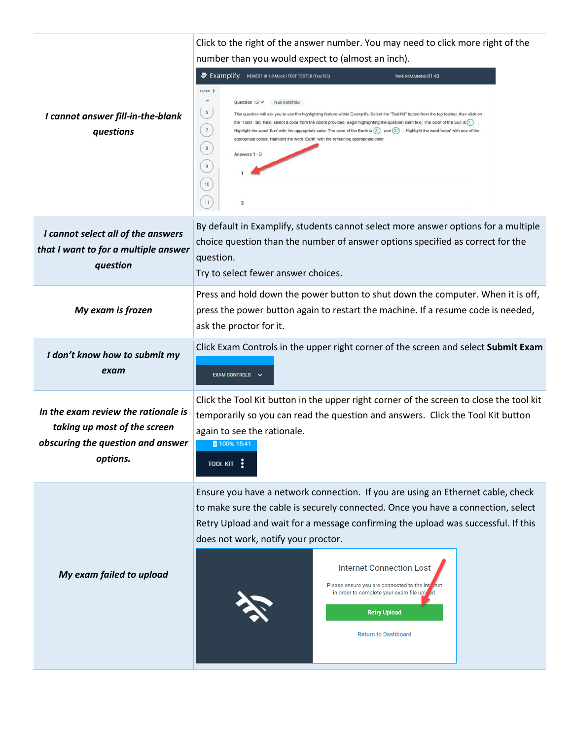| | |
|---|---|
| ***I cannot answer fill-in-the-blank questions*** | Click to the right of the answer number. You may need to click more right of the number than you would expect to (almost an inch). |
| ***I cannot select all of the answers that I want to for a multiple answer question*** | By default in Examplify, students cannot select more answer options for a multiple choice question than the number of answer options specified as correct for the question.<br>Try to select <u>fewer</u> answer choices. |
| ***My exam is frozen*** | Press and hold down the power button to shut down the computer. When it is off, press the power button again to restart the machine. If a resume code is needed, ask the proctor for it. |
| ***I don't know how to submit my exam*** | Click Exam Controls in the upper right corner of the screen and select **Submit Exam** |
| ***In the exam review the rationale is taking up most of the screen obscuring the question and answer options.*** | Click the Tool Kit button in the upper right corner of the screen to close the tool kit temporarily so you can read the question and answers. Click the Tool Kit button again to see the rationale. |
| ***My exam failed to upload*** | Ensure you have a network connection. If you are using an Ethernet cable, check to make sure the cable is securely connected. Once you have a connection, select Retry Upload and wait for a message confirming the upload was successful. If this does not work, notify your proctor. |